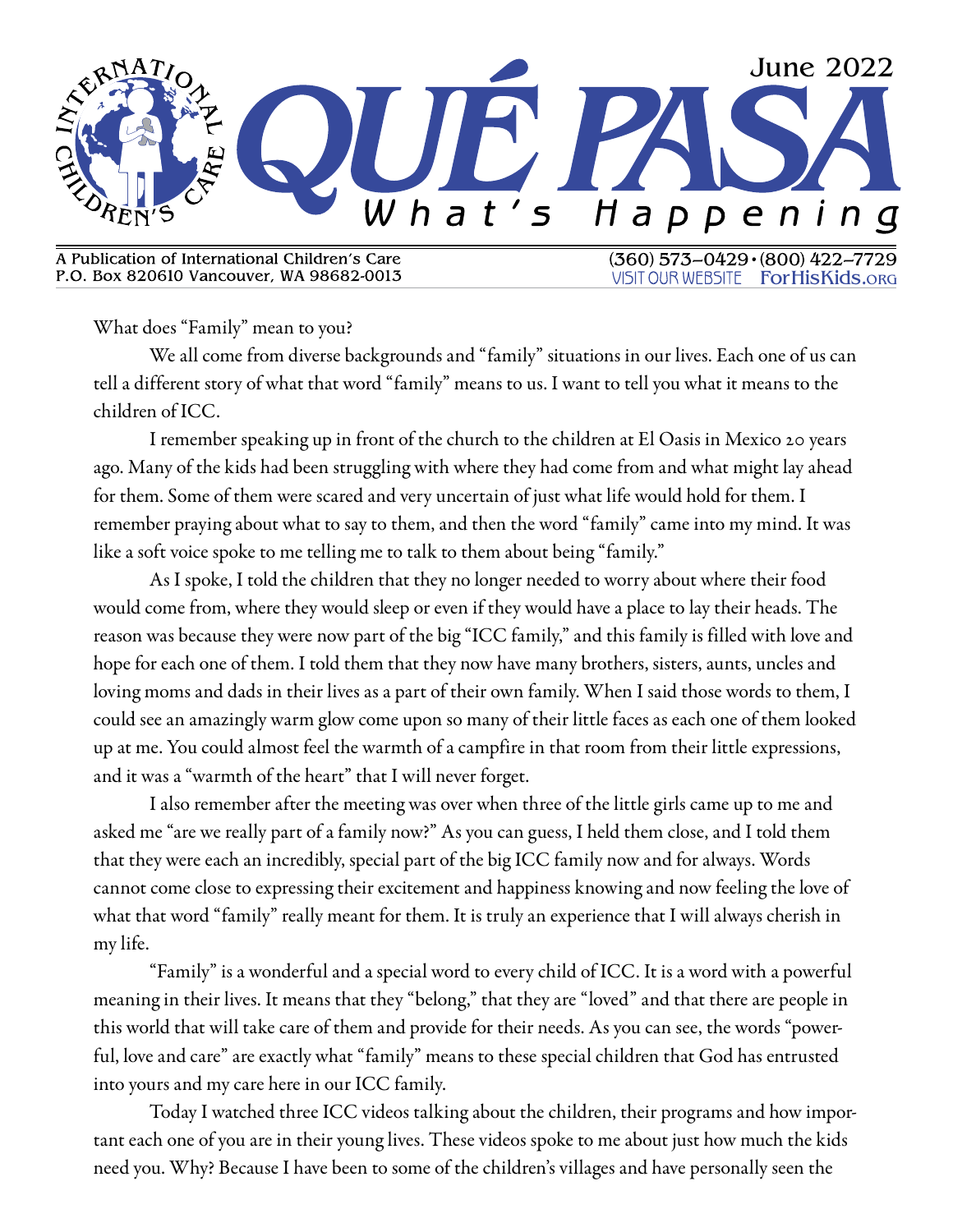# QUÉ PASA

## What's Happening

June 2022

A Publication of International Children's Care
P.O. Box 820610 Vancouver, WA 98682-0013

(360) 573–0429 • (800) 422–7729
VISIT OUR WEBSITE ForHisKids.ORG

What does "Family" mean to you?

We all come from diverse backgrounds and "family" situations in our lives. Each one of us can tell a different story of what that word "family" means to us. I want to tell you what it means to the children of ICC.

I remember speaking up in front of the church to the children at El Oasis in Mexico 20 years ago. Many of the kids had been struggling with where they had come from and what might lay ahead for them. Some of them were scared and very uncertain of just what life would hold for them. I remember praying about what to say to them, and then the word "family" came into my mind. It was like a soft voice spoke to me telling me to talk to them about being "family."

As I spoke, I told the children that they no longer needed to worry about where their food would come from, where they would sleep or even if they would have a place to lay their heads. The reason was because they were now part of the big "ICC family," and this family is filled with love and hope for each one of them. I told them that they now have many brothers, sisters, aunts, uncles and loving moms and dads in their lives as a part of their own family. When I said those words to them, I could see an amazingly warm glow come upon so many of their little faces as each one of them looked up at me. You could almost feel the warmth of a campfire in that room from their little expressions, and it was a "warmth of the heart" that I will never forget.

I also remember after the meeting was over when three of the little girls came up to me and asked me "are we really part of a family now?" As you can guess, I held them close, and I told them that they were each an incredibly, special part of the big ICC family now and for always. Words cannot come close to expressing their excitement and happiness knowing and now feeling the love of what that word "family" really meant for them. It is truly an experience that I will always cherish in my life.

"Family" is a wonderful and a special word to every child of ICC. It is a word with a powerful meaning in their lives. It means that they "belong," that they are "loved" and that there are people in this world that will take care of them and provide for their needs. As you can see, the words "powerful, love and care" are exactly what "family" means to these special children that God has entrusted into yours and my care here in our ICC family.

Today I watched three ICC videos talking about the children, their programs and how important each one of you are in their young lives. These videos spoke to me about just how much the kids need you. Why? Because I have been to some of the children's villages and have personally seen the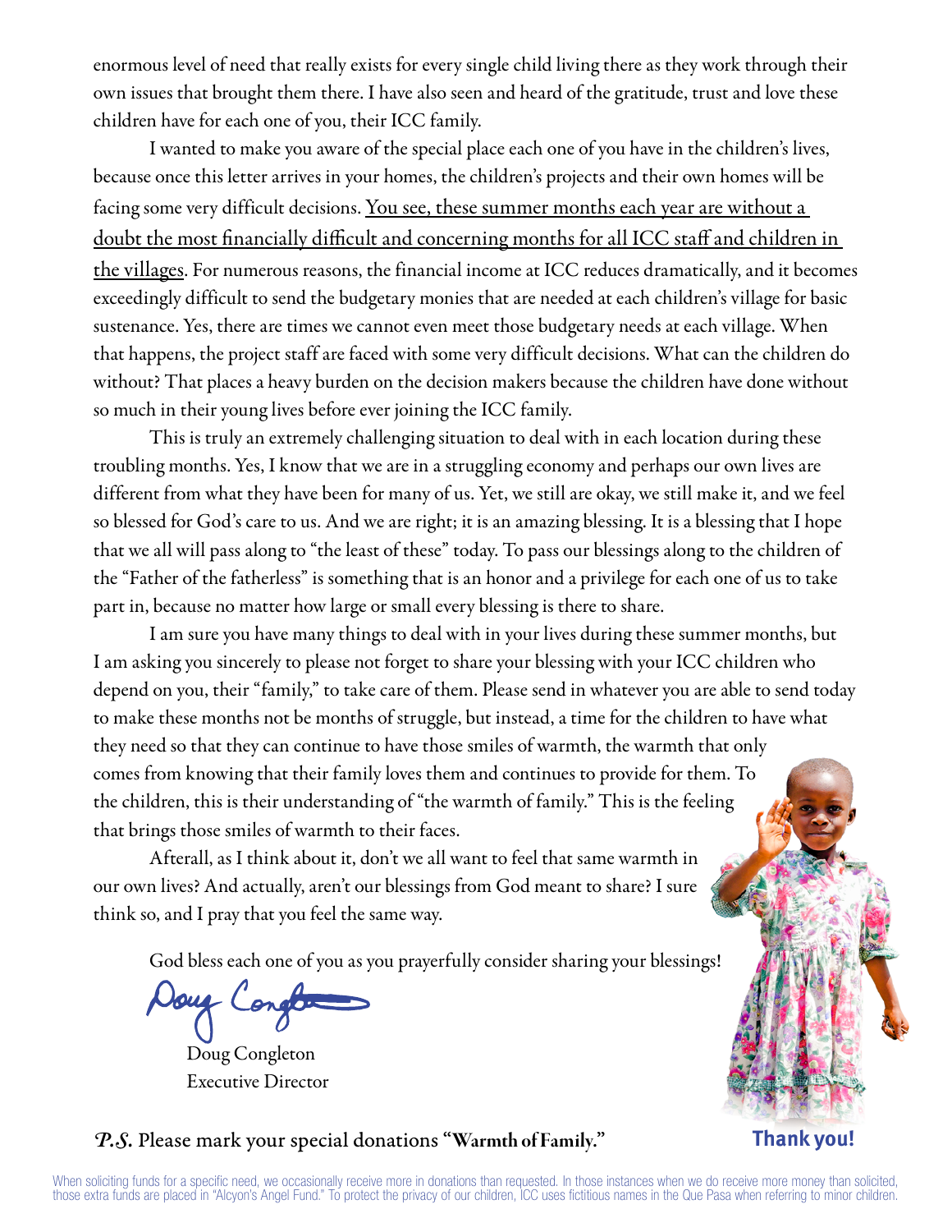enormous level of need that really exists for every single child living there as they work through their own issues that brought them there. I have also seen and heard of the gratitude, trust and love these children have for each one of you, their ICC family.

I wanted to make you aware of the special place each one of you have in the children's lives, because once this letter arrives in your homes, the children's projects and their own homes will be facing some very difficult decisions. <u>You see, these summer months each year are without a doubt the most financially difficult and concerning months for all ICC staff and children in the villages</u>. For numerous reasons, the financial income at ICC reduces dramatically, and it becomes exceedingly difficult to send the budgetary monies that are needed at each children's village for basic sustenance. Yes, there are times we cannot even meet those budgetary needs at each village. When that happens, the project staff are faced with some very difficult decisions. What can the children do without? That places a heavy burden on the decision makers because the children have done without so much in their young lives before ever joining the ICC family.

This is truly an extremely challenging situation to deal with in each location during these troubling months. Yes, I know that we are in a struggling economy and perhaps our own lives are different from what they have been for many of us. Yet, we still are okay, we still make it, and we feel so blessed for God's care to us. And we are right; it is an amazing blessing. It is a blessing that I hope that we all will pass along to "the least of these" today. To pass our blessings along to the children of the "Father of the fatherless" is something that is an honor and a privilege for each one of us to take part in, because no matter how large or small every blessing is there to share.

I am sure you have many things to deal with in your lives during these summer months, but I am asking you sincerely to please not forget to share your blessing with your ICC children who depend on you, their "family," to take care of them. Please send in whatever you are able to send today to make these months not be months of struggle, but instead, a time for the children to have what they need so that they can continue to have those smiles of warmth, the warmth that only comes from knowing that their family loves them and continues to provide for them. To the children, this is their understanding of "the warmth of family." This is the feeling that brings those smiles of warmth to their faces.

Afterall, as I think about it, don't we all want to feel that same warmth in our own lives? And actually, aren't our blessings from God meant to share? I sure think so, and I pray that you feel the same way.

God bless each one of you as you prayerfully consider sharing your blessings!

Doug Congleton
Executive Director

*P.S.* Please mark your special donations "**Warmth of Family.**"

**Thank you!**

When soliciting funds for a specific need, we occasionally receive more in donations than requested. In those instances when we do receive more money than solicited, those extra funds are placed in "Alcyon's Angel Fund." To protect the privacy of our children, ICC uses fictitious names in the Que Pasa when referring to minor children.